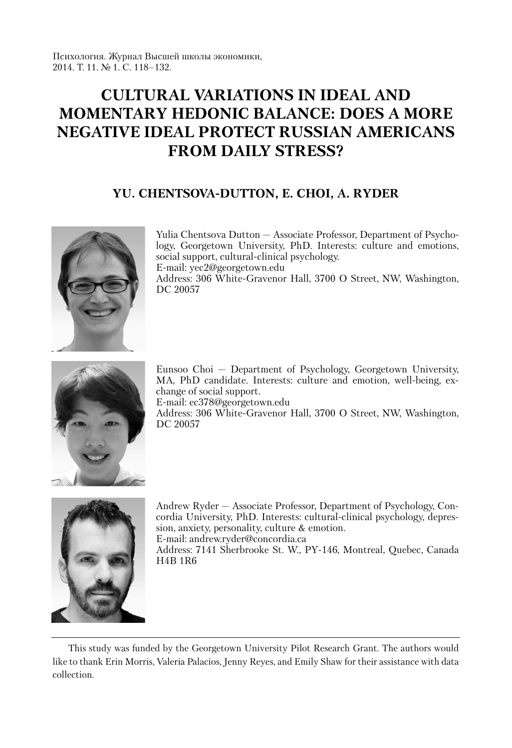Психология. Журнал Высшей школы экономики, 2014. Т. 11. № 1. С. 118–132.

# CULTURAL VARIATIONS IN IDEAL AND MOMENTARY HEDONIC BALANCE: DOES A MORE NEGATIVE IDEAL PROTECT RUSSIAN AMERICANS FROM DAILY STRESS?

## YU. CHENTSOVA-DUTTON, E. CHOI, A. RYDER

Yulia Chentsova Dutton — Associate Professor, Department of Psychology, Georgetown University, PhD. Interests: culture and emotions, social support, cultural-clinical psychology.
E-mail: yec2@georgetown.edu
Address: 306 White-Gravenor Hall, 3700 O Street, NW, Washington, DC 20057

Eunsoo Choi — Department of Psychology, Georgetown University, MA, PhD candidate. Interests: culture and emotion, well-being, exchange of social support.
E-mail: ec378@georgetown.edu
Address: 306 White-Gravenor Hall, 3700 O Street, NW, Washington, DC 20057

Andrew Ryder — Associate Professor, Department of Psychology, Concordia University, PhD. Interests: cultural-clinical psychology, depression, anxiety, personality, culture & emotion.
E-mail: andrew.ryder@concordia.ca
Address: 7141 Sherbrooke St. W., PY-146, Montreal, Quebec, Canada H4B 1R6

---

This study was funded by the Georgetown University Pilot Research Grant. The authors would like to thank Erin Morris, Valeria Palacios, Jenny Reyes, and Emily Shaw for their assistance with data collection.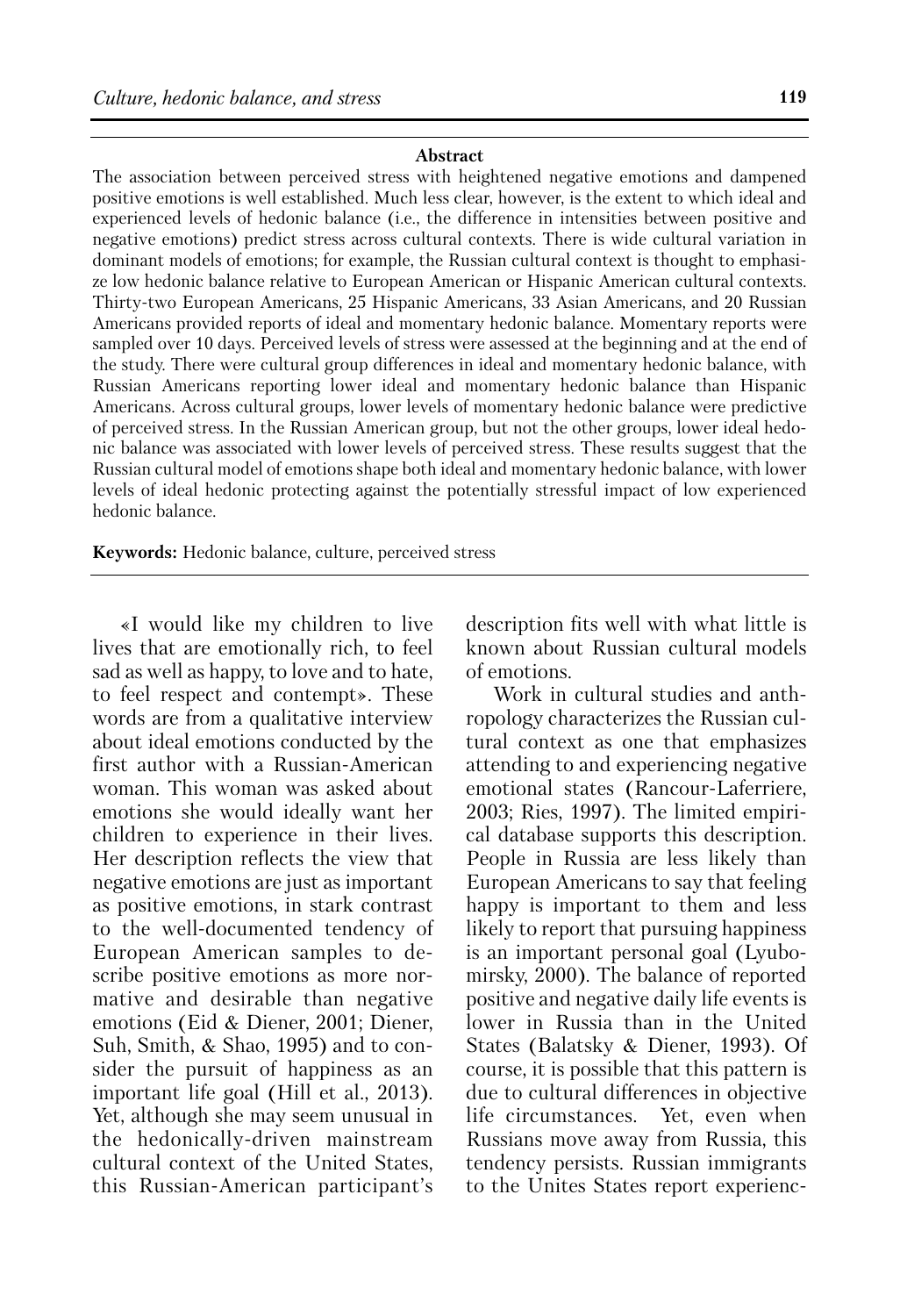**Abstract**

The association between perceived stress with heightened negative emotions and dampened positive emotions is well established. Much less clear, however, is the extent to which ideal and experienced levels of hedonic balance (i.e., the difference in intensities between positive and negative emotions) predict stress across cultural contexts. There is wide cultural variation in dominant models of emotions; for example, the Russian cultural context is thought to emphasize low hedonic balance relative to European American or Hispanic American cultural contexts. Thirty-two European Americans, 25 Hispanic Americans, 33 Asian Americans, and 20 Russian Americans provided reports of ideal and momentary hedonic balance. Momentary reports were sampled over 10 days. Perceived levels of stress were assessed at the beginning and at the end of the study. There were cultural group differences in ideal and momentary hedonic balance, with Russian Americans reporting lower ideal and momentary hedonic balance than Hispanic Americans. Across cultural groups, lower levels of momentary hedonic balance were predictive of perceived stress. In the Russian American group, but not the other groups, lower ideal hedonic balance was associated with lower levels of perceived stress. These results suggest that the Russian cultural model of emotions shape both ideal and momentary hedonic balance, with lower levels of ideal hedonic protecting against the potentially stressful impact of low experienced hedonic balance.

**Keywords:** Hedonic balance, culture, perceived stress

«I would like my children to live lives that are emotionally rich, to feel sad as well as happy, to love and to hate, to feel respect and contempt». These words are from a qualitative interview about ideal emotions conducted by the first author with a Russian-American woman. This woman was asked about emotions she would ideally want her children to experience in their lives. Her description reflects the view that negative emotions are just as important as positive emotions, in stark contrast to the well-documented tendency of European American samples to describe positive emotions as more normative and desirable than negative emotions (Eid & Diener, 2001; Diener, Suh, Smith, & Shao, 1995) and to consider the pursuit of happiness as an important life goal (Hill et al., 2013). Yet, although she may seem unusual in the hedonically-driven mainstream cultural context of the United States, this Russian-American participant's description fits well with what little is known about Russian cultural models of emotions.

Work in cultural studies and anthropology characterizes the Russian cultural context as one that emphasizes attending to and experiencing negative emotional states (Rancour-Laferriere, 2003; Ries, 1997). The limited empirical database supports this description. People in Russia are less likely than European Americans to say that feeling happy is important to them and less likely to report that pursuing happiness is an important personal goal (Lyubomirsky, 2000). The balance of reported positive and negative daily life events is lower in Russia than in the United States (Balatsky & Diener, 1993). Of course, it is possible that this pattern is due to cultural differences in objective life circumstances. Yet, even when Russians move away from Russia, this tendency persists. Russian immigrants to the Unites States report experienc-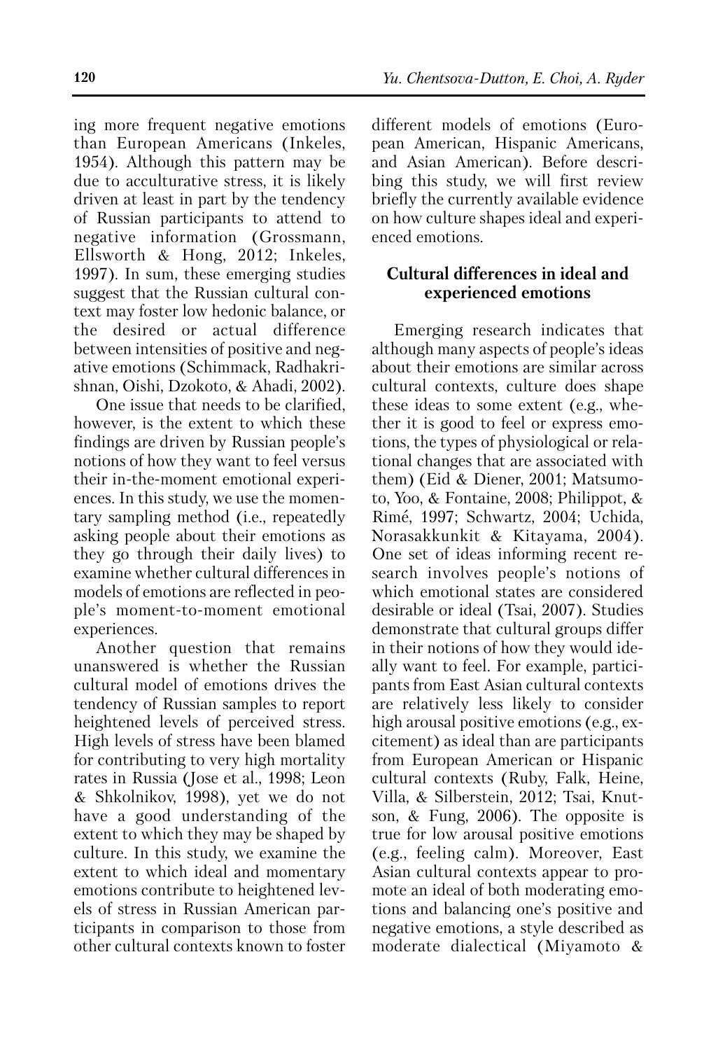ing more frequent negative emotions than European Americans (Inkeles, 1954). Although this pattern may be due to acculturative stress, it is likely driven at least in part by the tendency of Russian participants to attend to negative information (Grossmann, Ellsworth & Hong, 2012; Inkeles, 1997). In sum, these emerging studies suggest that the Russian cultural context may foster low hedonic balance, or the desired or actual difference between intensities of positive and negative emotions (Schimmack, Radhakrishnan, Oishi, Dzokoto, & Ahadi, 2002).

One issue that needs to be clarified, however, is the extent to which these findings are driven by Russian people's notions of how they want to feel versus their in-the-moment emotional experiences. In this study, we use the momentary sampling method (i.e., repeatedly asking people about their emotions as they go through their daily lives) to examine whether cultural differences in models of emotions are reflected in people's moment-to-moment emotional experiences.

Another question that remains unanswered is whether the Russian cultural model of emotions drives the tendency of Russian samples to report heightened levels of perceived stress. High levels of stress have been blamed for contributing to very high mortality rates in Russia (Jose et al., 1998; Leon & Shkolnikov, 1998), yet we do not have a good understanding of the extent to which they may be shaped by culture. In this study, we examine the extent to which ideal and momentary emotions contribute to heightened levels of stress in Russian American participants in comparison to those from other cultural contexts known to foster different models of emotions (European American, Hispanic Americans, and Asian American). Before describing this study, we will first review briefly the currently available evidence on how culture shapes ideal and experienced emotions.

## Cultural differences in ideal and experienced emotions

Emerging research indicates that although many aspects of people's ideas about their emotions are similar across cultural contexts, culture does shape these ideas to some extent (e.g., whether it is good to feel or express emotions, the types of physiological or relational changes that are associated with them) (Eid & Diener, 2001; Matsumoto, Yoo, & Fontaine, 2008; Philippot, & Rimé, 1997; Schwartz, 2004; Uchida, Norasakkunkit & Kitayama, 2004). One set of ideas informing recent research involves people's notions of which emotional states are considered desirable or ideal (Tsai, 2007). Studies demonstrate that cultural groups differ in their notions of how they would ideally want to feel. For example, participants from East Asian cultural contexts are relatively less likely to consider high arousal positive emotions (e.g., excitement) as ideal than are participants from European American or Hispanic cultural contexts (Ruby, Falk, Heine, Villa, & Silberstein, 2012; Tsai, Knutson, & Fung, 2006). The opposite is true for low arousal positive emotions (e.g., feeling calm). Moreover, East Asian cultural contexts appear to promote an ideal of both moderating emotions and balancing one's positive and negative emotions, a style described as moderate dialectical (Miyamoto &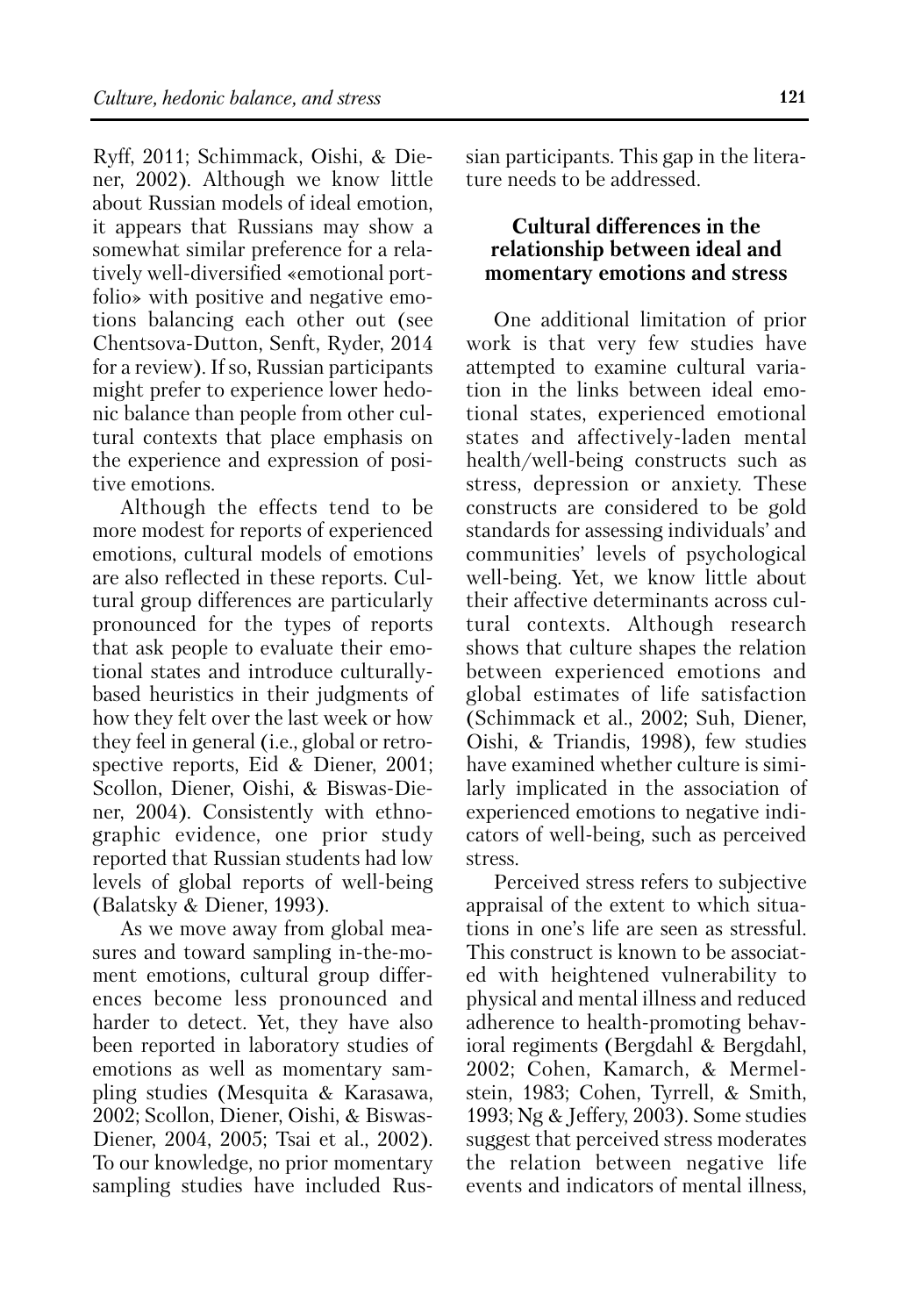Ryff, 2011; Schimmack, Oishi, & Diener, 2002). Although we know little about Russian models of ideal emotion, it appears that Russians may show a somewhat similar preference for a relatively well-diversified «emotional portfolio» with positive and negative emotions balancing each other out (see Chentsova-Dutton, Senft, Ryder, 2014 for a review). If so, Russian participants might prefer to experience lower hedonic balance than people from other cultural contexts that place emphasis on the experience and expression of positive emotions.

Although the effects tend to be more modest for reports of experienced emotions, cultural models of emotions are also reflected in these reports. Cultural group differences are particularly pronounced for the types of reports that ask people to evaluate their emotional states and introduce culturally-based heuristics in their judgments of how they felt over the last week or how they feel in general (i.e., global or retrospective reports, Eid & Diener, 2001; Scollon, Diener, Oishi, & Biswas-Diener, 2004). Consistently with ethnographic evidence, one prior study reported that Russian students had low levels of global reports of well-being (Balatsky & Diener, 1993).

As we move away from global measures and toward sampling in-the-moment emotions, cultural group differences become less pronounced and harder to detect. Yet, they have also been reported in laboratory studies of emotions as well as momentary sampling studies (Mesquita & Karasawa, 2002; Scollon, Diener, Oishi, & Biswas-Diener, 2004, 2005; Tsai et al., 2002). To our knowledge, no prior momentary sampling studies have included Russian participants. This gap in the literature needs to be addressed.

## Cultural differences in the relationship between ideal and momentary emotions and stress

One additional limitation of prior work is that very few studies have attempted to examine cultural variation in the links between ideal emotional states, experienced emotional states and affectively-laden mental health/well-being constructs such as stress, depression or anxiety. These constructs are considered to be gold standards for assessing individuals' and communities' levels of psychological well-being. Yet, we know little about their affective determinants across cultural contexts. Although research shows that culture shapes the relation between experienced emotions and global estimates of life satisfaction (Schimmack et al., 2002; Suh, Diener, Oishi, & Triandis, 1998), few studies have examined whether culture is similarly implicated in the association of experienced emotions to negative indicators of well-being, such as perceived stress.

Perceived stress refers to subjective appraisal of the extent to which situations in one's life are seen as stressful. This construct is known to be associated with heightened vulnerability to physical and mental illness and reduced adherence to health-promoting behavioral regiments (Bergdahl & Bergdahl, 2002; Cohen, Kamarch, & Mermelstein, 1983; Cohen, Tyrrell, & Smith, 1993; Ng & Jeffery, 2003). Some studies suggest that perceived stress moderates the relation between negative life events and indicators of mental illness,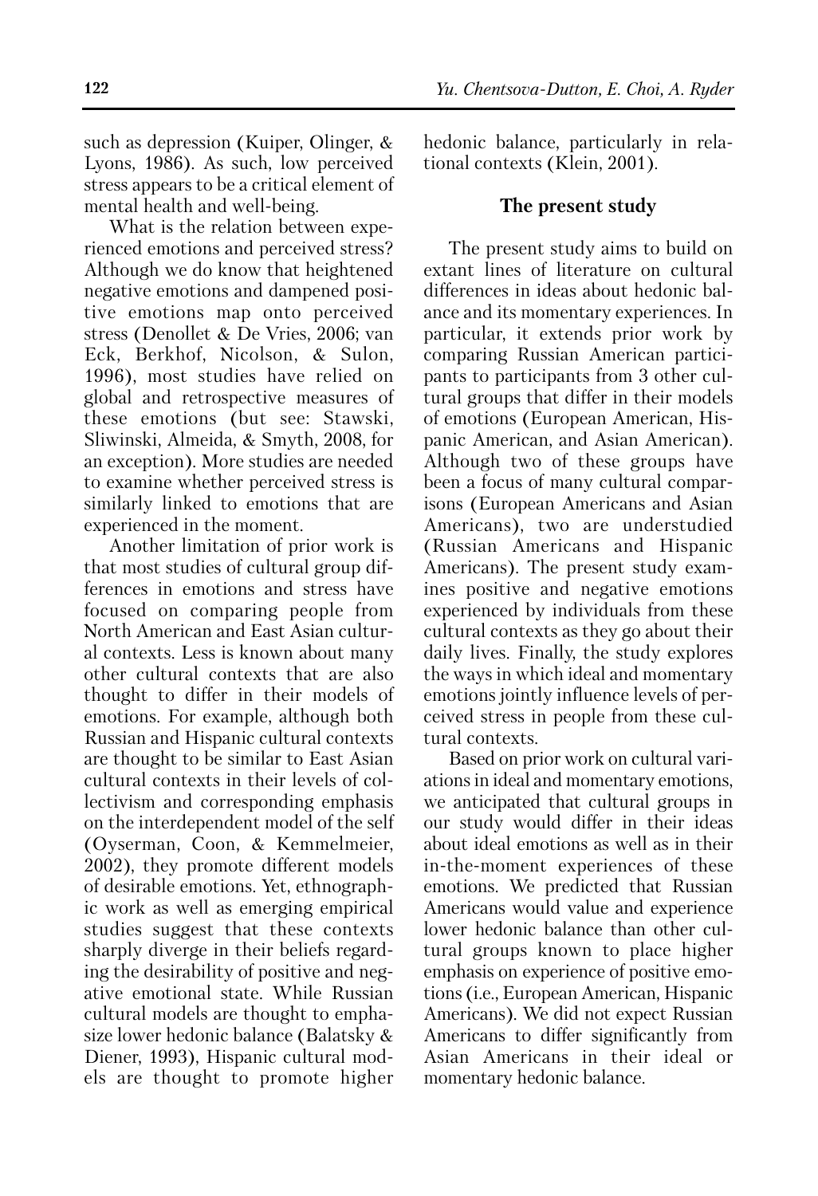such as depression (Kuiper, Olinger, & Lyons, 1986). As such, low perceived stress appears to be a critical element of mental health and well-being.

What is the relation between experienced emotions and perceived stress? Although we do know that heightened negative emotions and dampened positive emotions map onto perceived stress (Denollet & De Vries, 2006; van Eck, Berkhof, Nicolson, & Sulon, 1996), most studies have relied on global and retrospective measures of these emotions (but see: Stawski, Sliwinski, Almeida, & Smyth, 2008, for an exception). More studies are needed to examine whether perceived stress is similarly linked to emotions that are experienced in the moment.

Another limitation of prior work is that most studies of cultural group differences in emotions and stress have focused on comparing people from North American and East Asian cultural contexts. Less is known about many other cultural contexts that are also thought to differ in their models of emotions. For example, although both Russian and Hispanic cultural contexts are thought to be similar to East Asian cultural contexts in their levels of collectivism and corresponding emphasis on the interdependent model of the self (Oyserman, Coon, & Kemmelmeier, 2002), they promote different models of desirable emotions. Yet, ethnographic work as well as emerging empirical studies suggest that these contexts sharply diverge in their beliefs regarding the desirability of positive and negative emotional state. While Russian cultural models are thought to emphasize lower hedonic balance (Balatsky & Diener, 1993), Hispanic cultural models are thought to promote higher hedonic balance, particularly in relational contexts (Klein, 2001).

## The present study

The present study aims to build on extant lines of literature on cultural differences in ideas about hedonic balance and its momentary experiences. In particular, it extends prior work by comparing Russian American participants to participants from 3 other cultural groups that differ in their models of emotions (European American, Hispanic American, and Asian American). Although two of these groups have been a focus of many cultural comparisons (European Americans and Asian Americans), two are understudied (Russian Americans and Hispanic Americans). The present study examines positive and negative emotions experienced by individuals from these cultural contexts as they go about their daily lives. Finally, the study explores the ways in which ideal and momentary emotions jointly influence levels of perceived stress in people from these cultural contexts.

Based on prior work on cultural variations in ideal and momentary emotions, we anticipated that cultural groups in our study would differ in their ideas about ideal emotions as well as in their in-the-moment experiences of these emotions. We predicted that Russian Americans would value and experience lower hedonic balance than other cultural groups known to place higher emphasis on experience of positive emotions (i.e., European American, Hispanic Americans). We did not expect Russian Americans to differ significantly from Asian Americans in their ideal or momentary hedonic balance.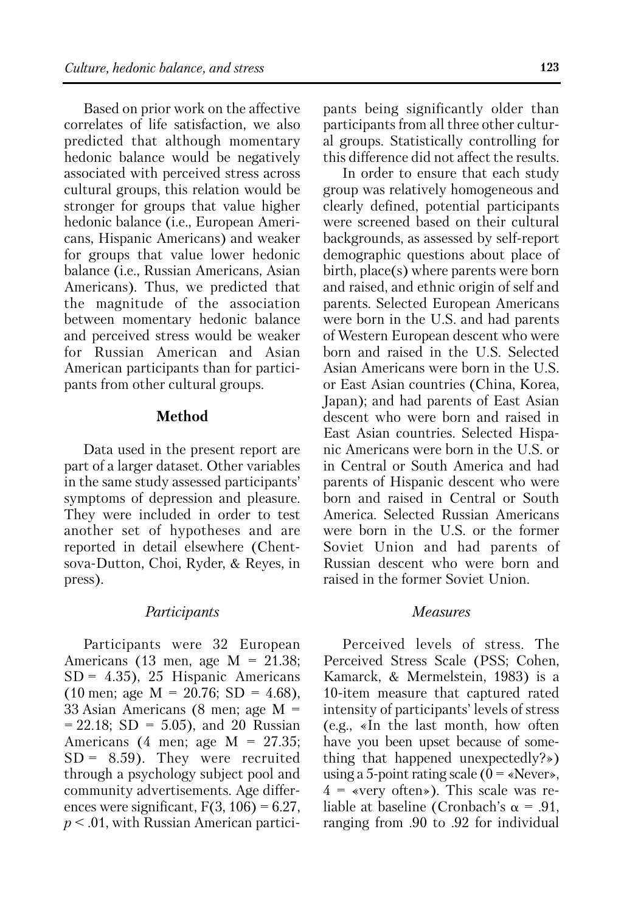Based on prior work on the affective correlates of life satisfaction, we also predicted that although momentary hedonic balance would be negatively associated with perceived stress across cultural groups, this relation would be stronger for groups that value higher hedonic balance (i.e., European Americans, Hispanic Americans) and weaker for groups that value lower hedonic balance (i.e., Russian Americans, Asian Americans). Thus, we predicted that the magnitude of the association between momentary hedonic balance and perceived stress would be weaker for Russian American and Asian American participants than for participants from other cultural groups.

## Method

Data used in the present report are part of a larger dataset. Other variables in the same study assessed participants' symptoms of depression and pleasure. They were included in order to test another set of hypotheses and are reported in detail elsewhere (Chentsova-Dutton, Choi, Ryder, & Reyes, in press).

### *Participants*

Participants were 32 European Americans (13 men, age M = 21.38; SD = 4.35), 25 Hispanic Americans (10 men; age M = 20.76; SD = 4.68), 33 Asian Americans (8 men; age M = = 22.18; SD = 5.05), and 20 Russian Americans (4 men; age M = 27.35; SD = 8.59). They were recruited through a psychology subject pool and community advertisements. Age differences were significant, $F(3, 106) = 6.27$, $p < .01$, with Russian American participants being significantly older than participants from all three other cultural groups. Statistically controlling for this difference did not affect the results.

In order to ensure that each study group was relatively homogeneous and clearly defined, potential participants were screened based on their cultural backgrounds, as assessed by self-report demographic questions about place of birth, place(s) where parents were born and raised, and ethnic origin of self and parents. Selected European Americans were born in the U.S. and had parents of Western European descent who were born and raised in the U.S. Selected Asian Americans were born in the U.S. or East Asian countries (China, Korea, Japan); and had parents of East Asian descent who were born and raised in East Asian countries. Selected Hispanic Americans were born in the U.S. or in Central or South America and had parents of Hispanic descent who were born and raised in Central or South America. Selected Russian Americans were born in the U.S. or the former Soviet Union and had parents of Russian descent who were born and raised in the former Soviet Union.

### *Measures*

Perceived levels of stress. The Perceived Stress Scale (PSS; Cohen, Kamarck, & Mermelstein, 1983) is a 10-item measure that captured rated intensity of participants' levels of stress (e.g., «In the last month, how often have you been upset because of something that happened unexpectedly?») using a 5-point rating scale (0 = «Never», 4 = «very often»). This scale was reliable at baseline (Cronbach's $\alpha = .91$, ranging from .90 to .92 for individual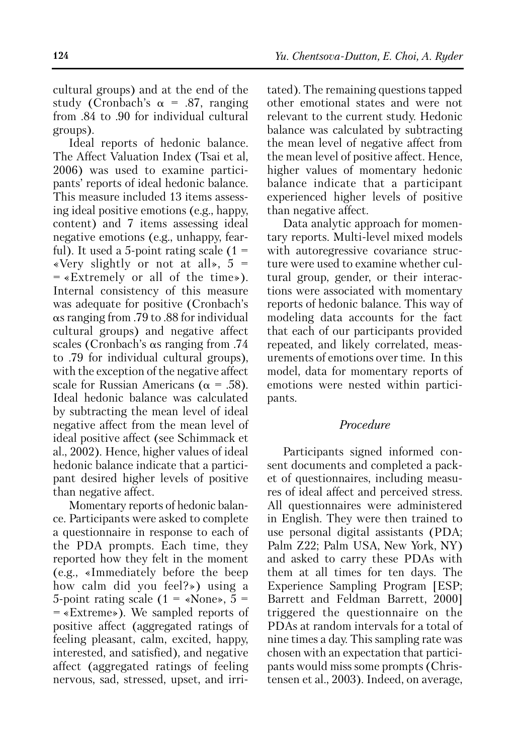cultural groups) and at the end of the study (Cronbach's $\alpha$ = .87, ranging from .84 to .90 for individual cultural groups).

Ideal reports of hedonic balance. The Affect Valuation Index (Tsai et al, 2006) was used to examine participants' reports of ideal hedonic balance. This measure included 13 items assessing ideal positive emotions (e.g., happy, content) and 7 items assessing ideal negative emotions (e.g., unhappy, fearful). It used a 5-point rating scale (1 = «Very slightly or not at all», 5 = = «Extremely or all of the time»). Internal consistency of this measure was adequate for positive (Cronbach's $\alpha$s ranging from .79 to .88 for individual cultural groups) and negative affect scales (Cronbach's $\alpha$s ranging from .74 to .79 for individual cultural groups), with the exception of the negative affect scale for Russian Americans ($\alpha$ = .58). Ideal hedonic balance was calculated by subtracting the mean level of ideal negative affect from the mean level of ideal positive affect (see Schimmack et al., 2002). Hence, higher values of ideal hedonic balance indicate that a participant desired higher levels of positive than negative affect.

Momentary reports of hedonic balance. Participants were asked to complete a questionnaire in response to each of the PDA prompts. Each time, they reported how they felt in the moment (e.g., «Immediately before the beep how calm did you feel?») using a 5-point rating scale (1 = «None», 5 = = «Extreme»). We sampled reports of positive affect (aggregated ratings of feeling pleasant, calm, excited, happy, interested, and satisfied), and negative affect (aggregated ratings of feeling nervous, sad, stressed, upset, and irritated). The remaining questions tapped other emotional states and were not relevant to the current study. Hedonic balance was calculated by subtracting the mean level of negative affect from the mean level of positive affect. Hence, higher values of momentary hedonic balance indicate that a participant experienced higher levels of positive than negative affect.

Data analytic approach for momentary reports. Multi-level mixed models with autoregressive covariance structure were used to examine whether cultural group, gender, or their interactions were associated with momentary reports of hedonic balance. This way of modeling data accounts for the fact that each of our participants provided repeated, and likely correlated, measurements of emotions over time. In this model, data for momentary reports of emotions were nested within participants.

### *Procedure*

Participants signed informed consent documents and completed a packet of questionnaires, including measures of ideal affect and perceived stress. All questionnaires were administered in English. They were then trained to use personal digital assistants (PDA; Palm Z22; Palm USA, New York, NY) and asked to carry these PDAs with them at all times for ten days. The Experience Sampling Program [ESP; Barrett and Feldman Barrett, 2000] triggered the questionnaire on the PDAs at random intervals for a total of nine times a day. This sampling rate was chosen with an expectation that participants would miss some prompts (Christensen et al., 2003). Indeed, on average,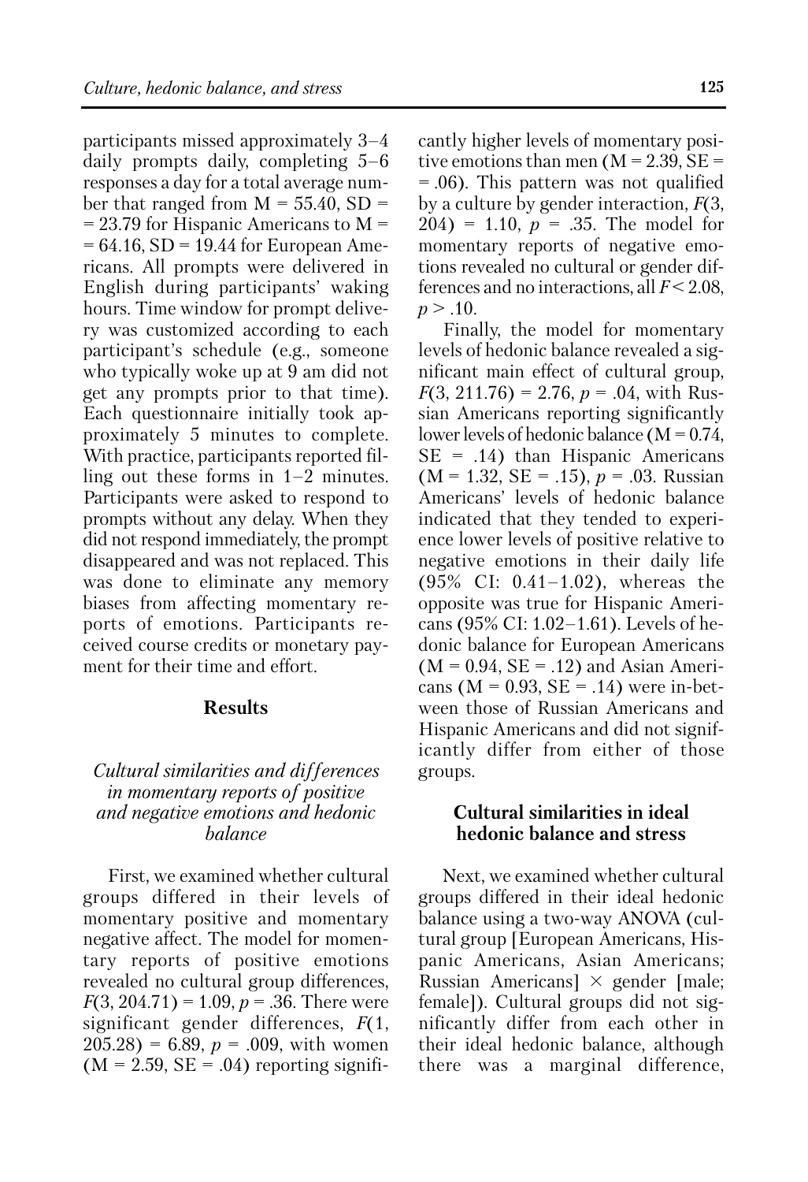participants missed approximately 3–4 daily prompts daily, completing 5–6 responses a day for a total average number that ranged from $M = 55.40$, $SD = 23.79$ for Hispanic Americans to $M = 64.16$, $SD = 19.44$ for European Americans. All prompts were delivered in English during participants' waking hours. Time window for prompt delivery was customized according to each participant's schedule (e.g., someone who typically woke up at 9 am did not get any prompts prior to that time). Each questionnaire initially took approximately 5 minutes to complete. With practice, participants reported filling out these forms in 1–2 minutes. Participants were asked to respond to prompts without any delay. When they did not respond immediately, the prompt disappeared and was not replaced. This was done to eliminate any memory biases from affecting momentary reports of emotions. Participants received course credits or monetary payment for their time and effort.

## Results

### *Cultural similarities and differences in momentary reports of positive and negative emotions and hedonic balance*

First, we examined whether cultural groups differed in their levels of momentary positive and momentary negative affect. The model for momentary reports of positive emotions revealed no cultural group differences, $F(3, 204.71) = 1.09$, $p = .36$. There were significant gender differences, $F(1, 205.28) = 6.89$, $p = .009$, with women ($M = 2.59$, $SE = .04$) reporting significantly higher levels of momentary positive emotions than men ($M = 2.39$, $SE = .06$). This pattern was not qualified by a culture by gender interaction, $F(3, 204) = 1.10$, $p = .35$. The model for momentary reports of negative emotions revealed no cultural or gender differences and no interactions, all $F < 2.08$, $p > .10$.

Finally, the model for momentary levels of hedonic balance revealed a significant main effect of cultural group, $F(3, 211.76) = 2.76$, $p = .04$, with Russian Americans reporting significantly lower levels of hedonic balance ($M = 0.74$, $SE = .14$) than Hispanic Americans ($M = 1.32$, $SE = .15$), $p = .03$. Russian Americans' levels of hedonic balance indicated that they tended to experience lower levels of positive relative to negative emotions in their daily life (95% CI: 0.41–1.02), whereas the opposite was true for Hispanic Americans (95% CI: 1.02–1.61). Levels of hedonic balance for European Americans ($M = 0.94$, $SE = .12$) and Asian Americans ($M = 0.93$, $SE = .14$) were in-between those of Russian Americans and Hispanic Americans and did not significantly differ from either of those groups.

### Cultural similarities in ideal hedonic balance and stress

Next, we examined whether cultural groups differed in their ideal hedonic balance using a two-way ANOVA (cultural group [European Americans, Hispanic Americans, Asian Americans; Russian Americans] × gender [male; female]). Cultural groups did not significantly differ from each other in their ideal hedonic balance, although there was a marginal difference,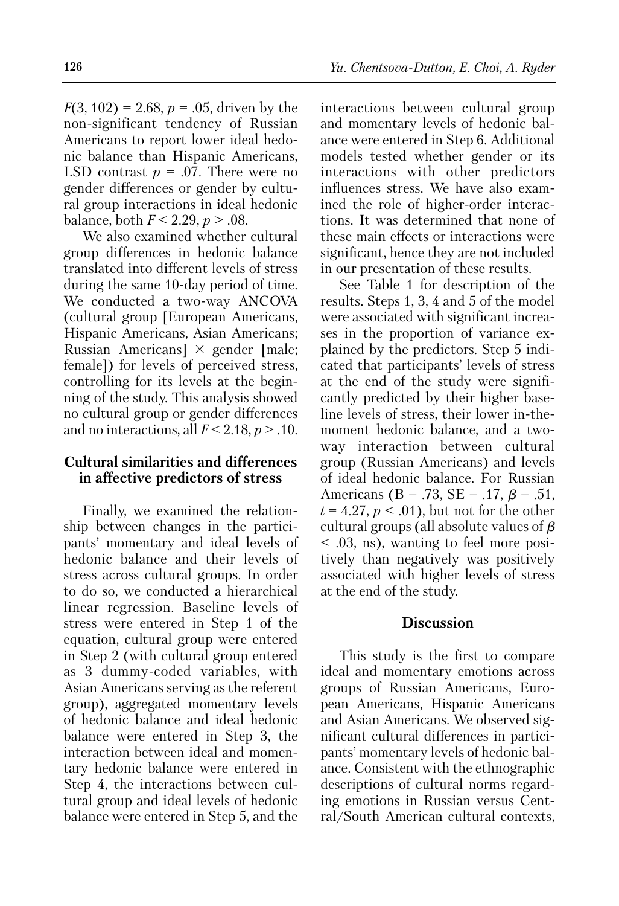$F(3, 102) = 2.68$, $p = .05$, driven by the non-significant tendency of Russian Americans to report lower ideal hedonic balance than Hispanic Americans, LSD contrast $p = .07$. There were no gender differences or gender by cultural group interactions in ideal hedonic balance, both $F < 2.29$, $p > .08$.

We also examined whether cultural group differences in hedonic balance translated into different levels of stress during the same 10-day period of time. We conducted a two-way ANCOVA (cultural group [European Americans, Hispanic Americans, Asian Americans; Russian Americans] × gender [male; female]) for levels of perceived stress, controlling for its levels at the beginning of the study. This analysis showed no cultural group or gender differences and no interactions, all $F < 2.18$, $p > .10$.

## Cultural similarities and differences in affective predictors of stress

Finally, we examined the relationship between changes in the participants' momentary and ideal levels of hedonic balance and their levels of stress across cultural groups. In order to do so, we conducted a hierarchical linear regression. Baseline levels of stress were entered in Step 1 of the equation, cultural group were entered in Step 2 (with cultural group entered as 3 dummy-coded variables, with Asian Americans serving as the referent group), aggregated momentary levels of hedonic balance and ideal hedonic balance were entered in Step 3, the interaction between ideal and momentary hedonic balance were entered in Step 4, the interactions between cultural group and ideal levels of hedonic balance were entered in Step 5, and the interactions between cultural group and momentary levels of hedonic balance were entered in Step 6. Additional models tested whether gender or its interactions with other predictors influences stress. We have also examined the role of higher-order interactions. It was determined that none of these main effects or interactions were significant, hence they are not included in our presentation of these results.

See Table 1 for description of the results. Steps 1, 3, 4 and 5 of the model were associated with significant increases in the proportion of variance explained by the predictors. Step 5 indicated that participants' levels of stress at the end of the study were significantly predicted by their higher baseline levels of stress, their lower in-the-moment hedonic balance, and a two-way interaction between cultural group (Russian Americans) and levels of ideal hedonic balance. For Russian Americans (B = .73, SE = .17, $\beta = .51$, $t = 4.27$, $p < .01$), but not for the other cultural groups (all absolute values of $\beta < .03$, ns), wanting to feel more positively than negatively was positively associated with higher levels of stress at the end of the study.

## Discussion

This study is the first to compare ideal and momentary emotions across groups of Russian Americans, European Americans, Hispanic Americans and Asian Americans. We observed significant cultural differences in participants' momentary levels of hedonic balance. Consistent with the ethnographic descriptions of cultural norms regarding emotions in Russian versus Central/South American cultural contexts,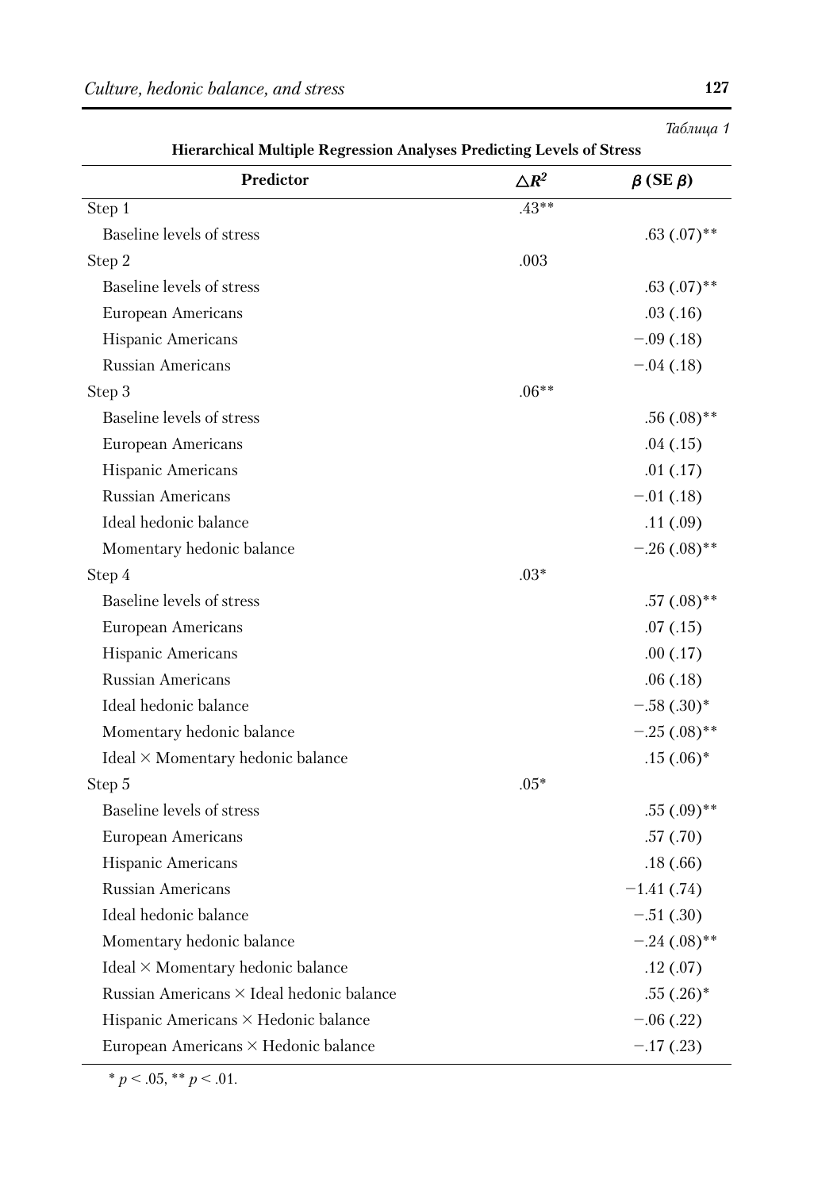*Таблица 1*

**Hierarchical Multiple Regression Analyses Predicting Levels of Stress**

| Predictor | $\triangle R^2$ | $\beta$ (SE $\beta$) |
|---|---|---|
| Step 1 | .43** | |
| Baseline levels of stress | | .63 (.07)** |
| Step 2 | .003 | |
| Baseline levels of stress | | .63 (.07)** |
| European Americans | | .03 (.16) |
| Hispanic Americans | | −.09 (.18) |
| Russian Americans | | −.04 (.18) |
| Step 3 | .06** | |
| Baseline levels of stress | | .56 (.08)** |
| European Americans | | .04 (.15) |
| Hispanic Americans | | .01 (.17) |
| Russian Americans | | −.01 (.18) |
| Ideal hedonic balance | | .11 (.09) |
| Momentary hedonic balance | | −.26 (.08)** |
| Step 4 | .03* | |
| Baseline levels of stress | | .57 (.08)** |
| European Americans | | .07 (.15) |
| Hispanic Americans | | .00 (.17) |
| Russian Americans | | .06 (.18) |
| Ideal hedonic balance | | −.58 (.30)* |
| Momentary hedonic balance | | −.25 (.08)** |
| Ideal × Momentary hedonic balance | | .15 (.06)* |
| Step 5 | .05* | |
| Baseline levels of stress | | .55 (.09)** |
| European Americans | | .57 (.70) |
| Hispanic Americans | | .18 (.66) |
| Russian Americans | | −1.41 (.74) |
| Ideal hedonic balance | | −.51 (.30) |
| Momentary hedonic balance | | −.24 (.08)** |
| Ideal × Momentary hedonic balance | | .12 (.07) |
| Russian Americans × Ideal hedonic balance | | .55 (.26)* |
| Hispanic Americans × Hedonic balance | | −.06 (.22) |
| European Americans × Hedonic balance | | −.17 (.23) |

* $p < .05$, ** $p < .01$.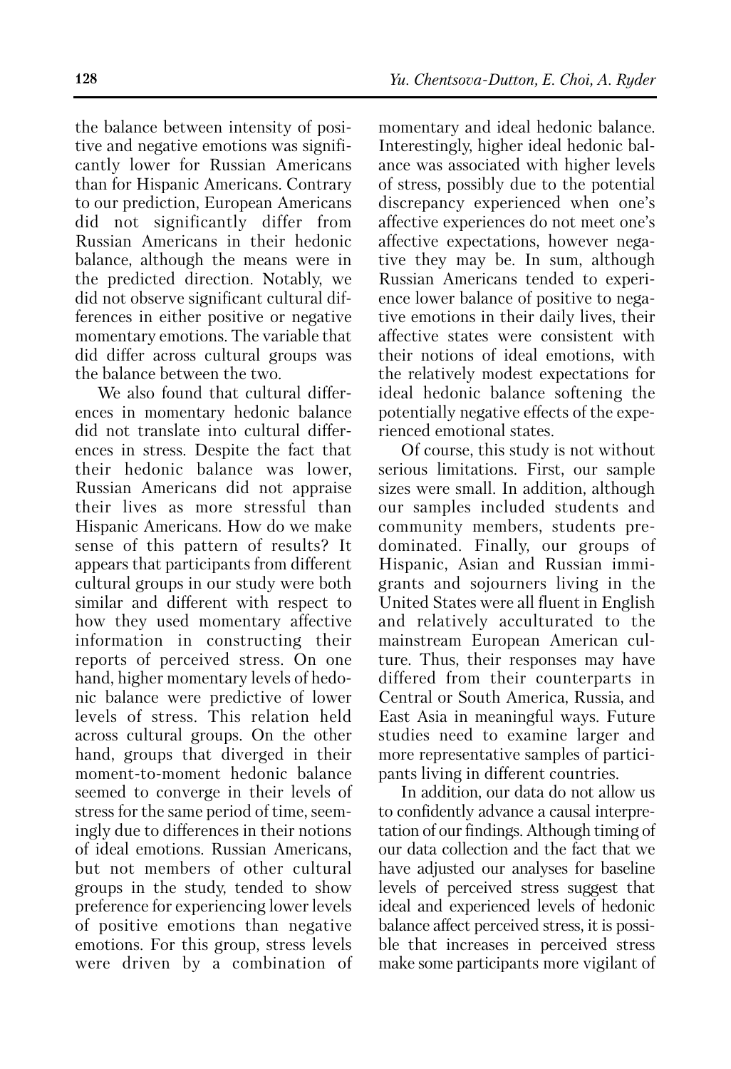the balance between intensity of positive and negative emotions was significantly lower for Russian Americans than for Hispanic Americans. Contrary to our prediction, European Americans did not significantly differ from Russian Americans in their hedonic balance, although the means were in the predicted direction. Notably, we did not observe significant cultural differences in either positive or negative momentary emotions. The variable that did differ across cultural groups was the balance between the two.

We also found that cultural differences in momentary hedonic balance did not translate into cultural differences in stress. Despite the fact that their hedonic balance was lower, Russian Americans did not appraise their lives as more stressful than Hispanic Americans. How do we make sense of this pattern of results? It appears that participants from different cultural groups in our study were both similar and different with respect to how they used momentary affective information in constructing their reports of perceived stress. On one hand, higher momentary levels of hedonic balance were predictive of lower levels of stress. This relation held across cultural groups. On the other hand, groups that diverged in their moment-to-moment hedonic balance seemed to converge in their levels of stress for the same period of time, seemingly due to differences in their notions of ideal emotions. Russian Americans, but not members of other cultural groups in the study, tended to show preference for experiencing lower levels of positive emotions than negative emotions. For this group, stress levels were driven by a combination of momentary and ideal hedonic balance. Interestingly, higher ideal hedonic balance was associated with higher levels of stress, possibly due to the potential discrepancy experienced when one's affective experiences do not meet one's affective expectations, however negative they may be. In sum, although Russian Americans tended to experience lower balance of positive to negative emotions in their daily lives, their affective states were consistent with their notions of ideal emotions, with the relatively modest expectations for ideal hedonic balance softening the potentially negative effects of the experienced emotional states.

Of course, this study is not without serious limitations. First, our sample sizes were small. In addition, although our samples included students and community members, students predominated. Finally, our groups of Hispanic, Asian and Russian immigrants and sojourners living in the United States were all fluent in English and relatively acculturated to the mainstream European American culture. Thus, their responses may have differed from their counterparts in Central or South America, Russia, and East Asia in meaningful ways. Future studies need to examine larger and more representative samples of participants living in different countries.

In addition, our data do not allow us to confidently advance a causal interpretation of our findings. Although timing of our data collection and the fact that we have adjusted our analyses for baseline levels of perceived stress suggest that ideal and experienced levels of hedonic balance affect perceived stress, it is possible that increases in perceived stress make some participants more vigilant of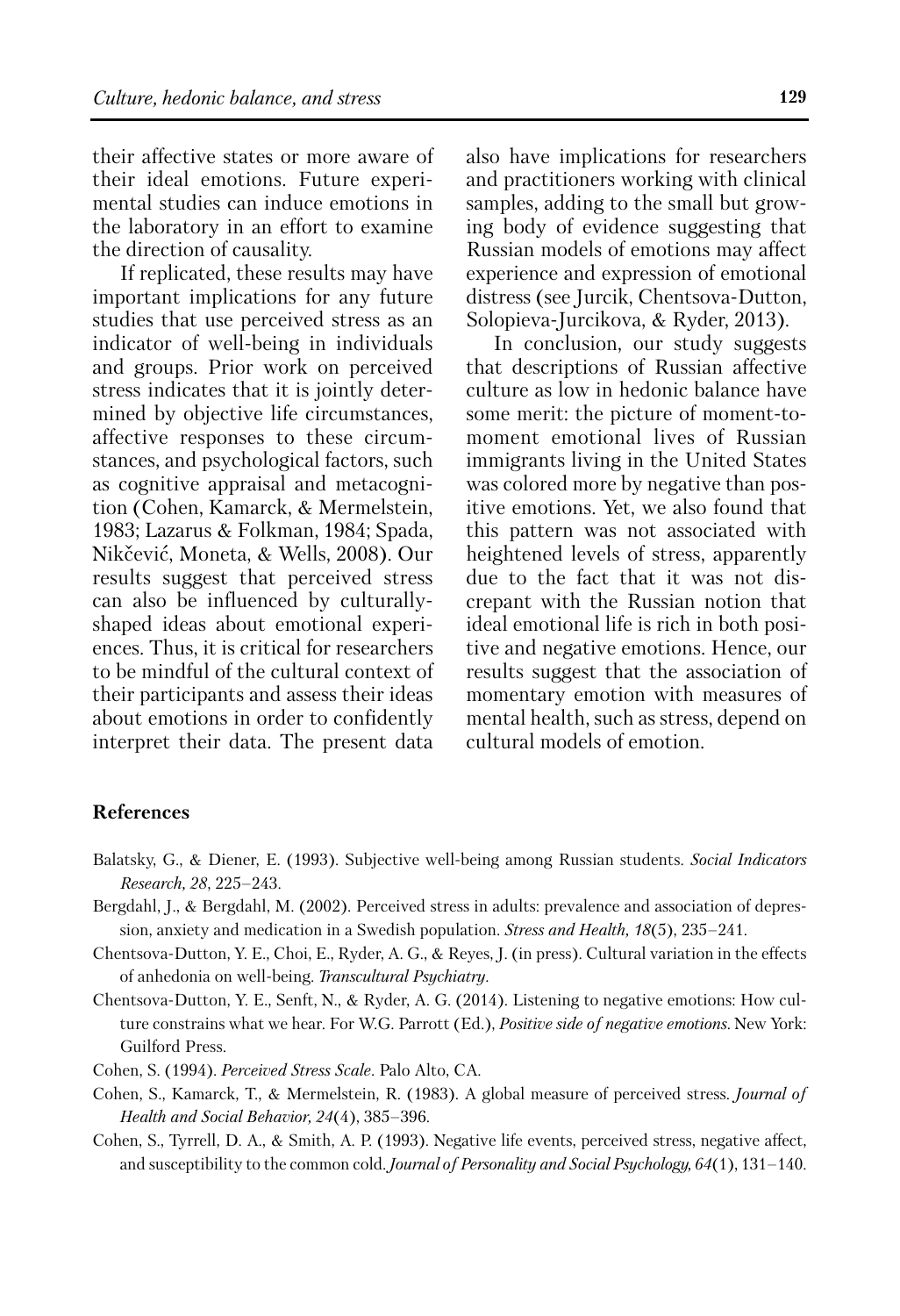their affective states or more aware of their ideal emotions. Future experimental studies can induce emotions in the laboratory in an effort to examine the direction of causality.

If replicated, these results may have important implications for any future studies that use perceived stress as an indicator of well-being in individuals and groups. Prior work on perceived stress indicates that it is jointly determined by objective life circumstances, affective responses to these circumstances, and psychological factors, such as cognitive appraisal and metacognition (Cohen, Kamarck, & Mermelstein, 1983; Lazarus & Folkman, 1984; Spada, Nikčević, Moneta, & Wells, 2008). Our results suggest that perceived stress can also be influenced by culturally-shaped ideas about emotional experiences. Thus, it is critical for researchers to be mindful of the cultural context of their participants and assess their ideas about emotions in order to confidently interpret their data. The present data also have implications for researchers and practitioners working with clinical samples, adding to the small but growing body of evidence suggesting that Russian models of emotions may affect experience and expression of emotional distress (see Jurcik, Chentsova-Dutton, Solopieva-Jurcikova, & Ryder, 2013).

In conclusion, our study suggests that descriptions of Russian affective culture as low in hedonic balance have some merit: the picture of moment-to-moment emotional lives of Russian immigrants living in the United States was colored more by negative than positive emotions. Yet, we also found that this pattern was not associated with heightened levels of stress, apparently due to the fact that it was not discrepant with the Russian notion that ideal emotional life is rich in both positive and negative emotions. Hence, our results suggest that the association of momentary emotion with measures of mental health, such as stress, depend on cultural models of emotion.

## References

Balatsky, G., & Diener, E. (1993). Subjective well-being among Russian students. *Social Indicators Research, 28*, 225–243.

Bergdahl, J., & Bergdahl, M. (2002). Perceived stress in adults: prevalence and association of depression, anxiety and medication in a Swedish population. *Stress and Health, 18*(5), 235–241.

Chentsova-Dutton, Y. E., Choi, E., Ryder, A. G., & Reyes, J. (in press). Cultural variation in the effects of anhedonia on well-being. *Transcultural Psychiatry*.

Chentsova-Dutton, Y. E., Senft, N., & Ryder, A. G. (2014). Listening to negative emotions: How culture constrains what we hear. For W.G. Parrott (Ed.), *Positive side of negative emotions*. New York: Guilford Press.

Cohen, S. (1994). *Perceived Stress Scale*. Palo Alto, CA.

Cohen, S., Kamarck, T., & Mermelstein, R. (1983). A global measure of perceived stress. *Journal of Health and Social Behavior, 24*(4), 385–396.

Cohen, S., Tyrrell, D. A., & Smith, A. P. (1993). Negative life events, perceived stress, negative affect, and susceptibility to the common cold. *Journal of Personality and Social Psychology, 64*(1), 131–140.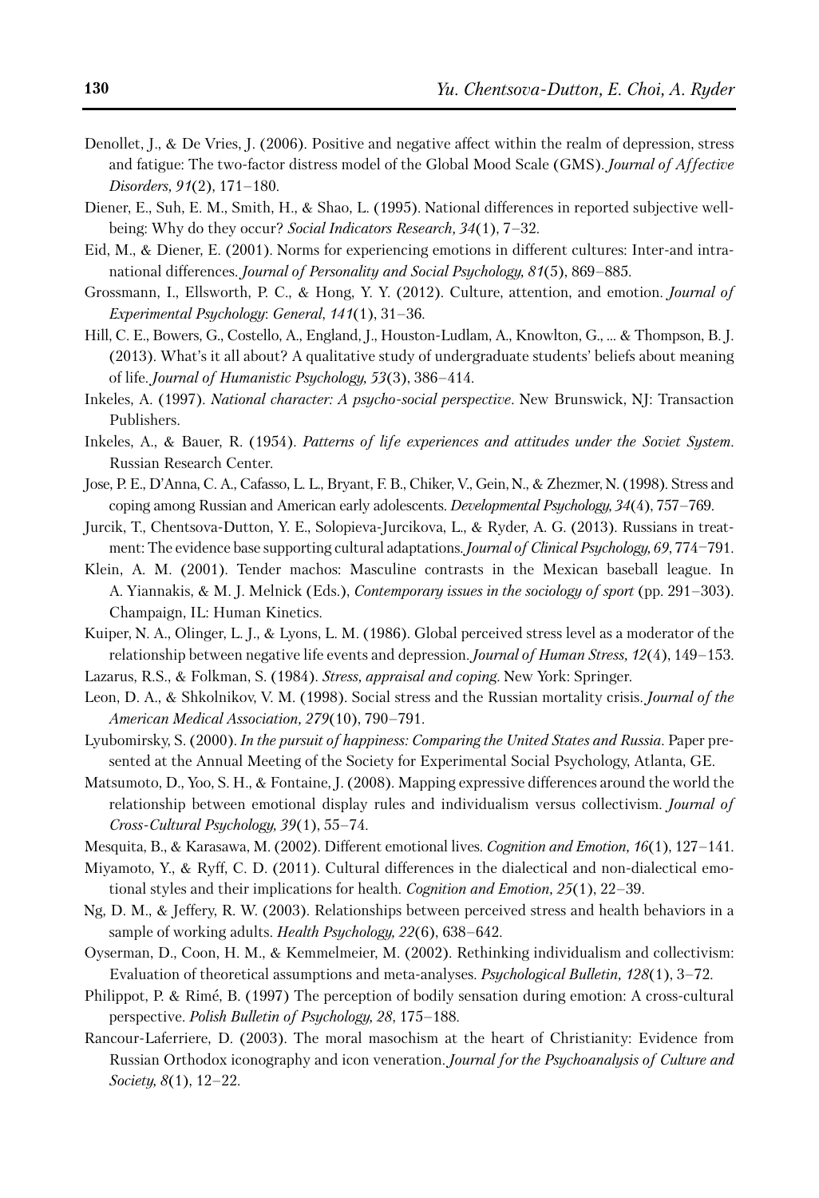Denollet, J., & De Vries, J. (2006). Positive and negative affect within the realm of depression, stress and fatigue: The two-factor distress model of the Global Mood Scale (GMS). *Journal of Affective Disorders, 91*(2), 171–180.

Diener, E., Suh, E. M., Smith, H., & Shao, L. (1995). National differences in reported subjective well-being: Why do they occur? *Social Indicators Research, 34*(1), 7–32.

Eid, M., & Diener, E. (2001). Norms for experiencing emotions in different cultures: Inter-and intranational differences. *Journal of Personality and Social Psychology, 81*(5), 869–885.

Grossmann, I., Ellsworth, P. C., & Hong, Y. Y. (2012). Culture, attention, and emotion. *Journal of Experimental Psychology: General, 141*(1), 31–36.

Hill, C. E., Bowers, G., Costello, A., England, J., Houston-Ludlam, A., Knowlton, G., ... & Thompson, B. J. (2013). What's it all about? A qualitative study of undergraduate students' beliefs about meaning of life. *Journal of Humanistic Psychology, 53*(3), 386–414.

Inkeles, A. (1997). *National character: A psycho-social perspective*. New Brunswick, NJ: Transaction Publishers.

Inkeles, A., & Bauer, R. (1954). *Patterns of life experiences and attitudes under the Soviet System*. Russian Research Center.

Jose, P. E., D'Anna, C. A., Cafasso, L. L., Bryant, F. B., Chiker, V., Gein, N., & Zhezmer, N. (1998). Stress and coping among Russian and American early adolescents. *Developmental Psychology, 34*(4), 757–769.

Jurcik, T., Chentsova-Dutton, Y. E., Solopieva-Jurcikova, L., & Ryder, A. G. (2013). Russians in treatment: The evidence base supporting cultural adaptations. *Journal of Clinical Psychology, 69*, 774–791.

Klein, A. M. (2001). Tender machos: Masculine contrasts in the Mexican baseball league. In A. Yiannakis, & M. J. Melnick (Eds.), *Contemporary issues in the sociology of sport* (pp. 291–303). Champaign, IL: Human Kinetics.

Kuiper, N. A., Olinger, L. J., & Lyons, L. M. (1986). Global perceived stress level as a moderator of the relationship between negative life events and depression. *Journal of Human Stress, 12*(4), 149–153.

Lazarus, R.S., & Folkman, S. (1984). *Stress, appraisal and coping*. New York: Springer.

Leon, D. A., & Shkolnikov, V. M. (1998). Social stress and the Russian mortality crisis. *Journal of the American Medical Association, 279*(10), 790–791.

Lyubomirsky, S. (2000). *In the pursuit of happiness: Comparing the United States and Russia*. Paper presented at the Annual Meeting of the Society for Experimental Social Psychology, Atlanta, GE.

Matsumoto, D., Yoo, S. H., & Fontaine, J. (2008). Mapping expressive differences around the world the relationship between emotional display rules and individualism versus collectivism. *Journal of Cross-Cultural Psychology, 39*(1), 55–74.

Mesquita, B., & Karasawa, M. (2002). Different emotional lives. *Cognition and Emotion, 16*(1), 127–141.

Miyamoto, Y., & Ryff, C. D. (2011). Cultural differences in the dialectical and non-dialectical emotional styles and their implications for health. *Cognition and Emotion, 25*(1), 22–39.

Ng, D. M., & Jeffery, R. W. (2003). Relationships between perceived stress and health behaviors in a sample of working adults. *Health Psychology, 22*(6), 638–642.

Oyserman, D., Coon, H. M., & Kemmelmeier, M. (2002). Rethinking individualism and collectivism: Evaluation of theoretical assumptions and meta-analyses. *Psychological Bulletin, 128*(1), 3–72.

Philippot, P. & Rimé, B. (1997) The perception of bodily sensation during emotion: A cross-cultural perspective. *Polish Bulletin of Psychology, 28*, 175–188.

Rancour-Laferriere, D. (2003). The moral masochism at the heart of Christianity: Evidence from Russian Orthodox iconography and icon veneration. *Journal for the Psychoanalysis of Culture and Society, 8*(1), 12–22.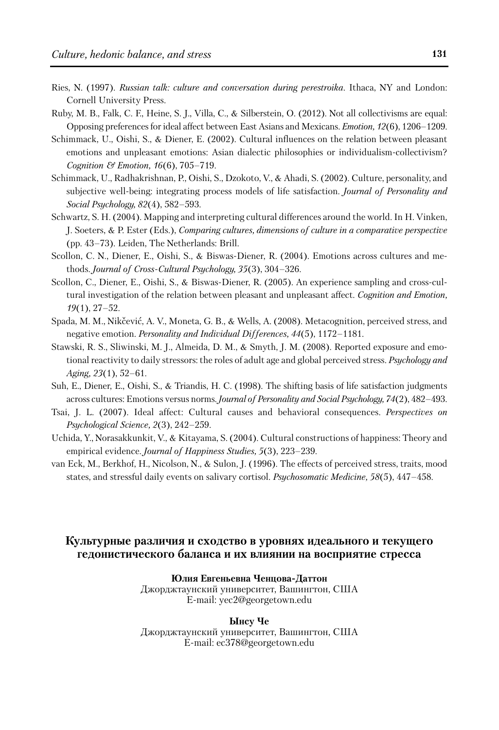Ries, N. (1997). *Russian talk: culture and conversation during perestroika*. Ithaca, NY and London: Cornell University Press.

Ruby, M. B., Falk, C. F., Heine, S. J., Villa, C., & Silberstein, O. (2012). Not all collectivisms are equal: Opposing preferences for ideal affect between East Asians and Mexicans. *Emotion, 12*(6), 1206–1209.

Schimmack, U., Oishi, S., & Diener, E. (2002). Cultural influences on the relation between pleasant emotions and unpleasant emotions: Asian dialectic philosophies or individualism-collectivism? *Cognition & Emotion, 16*(6), 705–719.

Schimmack, U., Radhakrishnan, P., Oishi, S., Dzokoto, V., & Ahadi, S. (2002). Culture, personality, and subjective well-being: integrating process models of life satisfaction. *Journal of Personality and Social Psychology, 82*(4), 582–593.

Schwartz, S. H. (2004). Mapping and interpreting cultural differences around the world. In H. Vinken, J. Soeters, & P. Ester (Eds.), *Comparing cultures, dimensions of culture in a comparative perspective* (pp. 43–73). Leiden, The Netherlands: Brill.

Scollon, C. N., Diener, E., Oishi, S., & Biswas-Diener, R. (2004). Emotions across cultures and methods. *Journal of Cross-Cultural Psychology, 35*(3), 304–326.

Scollon, C., Diener, E., Oishi, S., & Biswas-Diener, R. (2005). An experience sampling and cross-cultural investigation of the relation between pleasant and unpleasant affect. *Cognition and Emotion, 19*(1), 27–52.

Spada, M. M., Nikčević, A. V., Moneta, G. B., & Wells, A. (2008). Metacognition, perceived stress, and negative emotion. *Personality and Individual Differences, 44*(5), 1172–1181.

Stawski, R. S., Sliwinski, M. J., Almeida, D. M., & Smyth, J. M. (2008). Reported exposure and emotional reactivity to daily stressors: the roles of adult age and global perceived stress. *Psychology and Aging, 23*(1), 52–61.

Suh, E., Diener, E., Oishi, S., & Triandis, H. C. (1998). The shifting basis of life satisfaction judgments across cultures: Emotions versus norms. *Journal of Personality and Social Psychology, 74*(2), 482–493.

Tsai, J. L. (2007). Ideal affect: Cultural causes and behavioral consequences. *Perspectives on Psychological Science, 2*(3), 242–259.

Uchida, Y., Norasakkunkit, V., & Kitayama, S. (2004). Cultural constructions of happiness: Theory and empirical evidence. *Journal of Happiness Studies, 5*(3), 223–239.

van Eck, M., Berkhof, H., Nicolson, N., & Sulon, J. (1996). The effects of perceived stress, traits, mood states, and stressful daily events on salivary cortisol. *Psychosomatic Medicine, 58*(5), 447–458.

## Культурные различия и сходство в уровнях идеального и текущего гедонистического баланса и их влиянии на восприятие стресса

**Юлия Евгеньевна Ченцова-Даттон**
Джорджтаунский университет, Вашингтон, США
E-mail: yec2@georgetown.edu

**Ынсу Че**
Джорджтаунский университет, Вашингтон, США
E-mail: ec378@georgetown.edu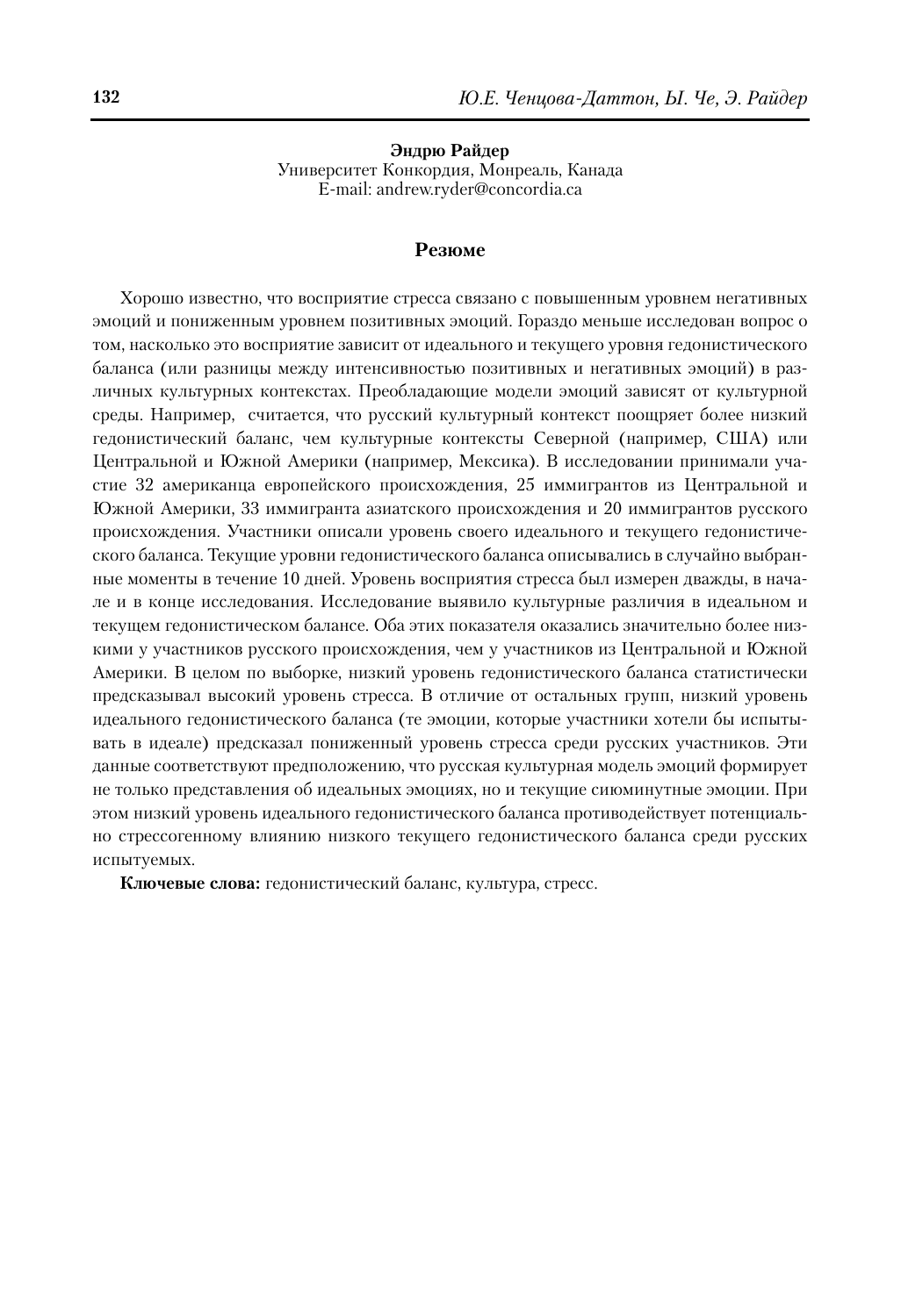**Эндрю Райдер**
Университет Конкордия, Монреаль, Канада
E-mail: andrew.ryder@concordia.ca

## Резюме

Хорошо известно, что восприятие стресса связано с повышенным уровнем негативных эмоций и пониженным уровнем позитивных эмоций. Гораздо меньше исследован вопрос о том, насколько это восприятие зависит от идеального и текущего уровня гедонистического баланса (или разницы между интенсивностью позитивных и негативных эмоций) в различных культурных контекстах. Преобладающие модели эмоций зависят от культурной среды. Например, считается, что русский культурный контекст поощряет более низкий гедонистический баланс, чем культурные контексты Северной (например, США) или Центральной и Южной Америки (например, Мексика). В исследовании принимали участие 32 американца европейского происхождения, 25 иммигрантов из Центральной и Южной Америки, 33 иммигранта азиатского происхождения и 20 иммигрантов русского происхождения. Участники описали уровень своего идеального и текущего гедонистического баланса. Текущие уровни гедонистического баланса описывались в случайно выбранные моменты в течение 10 дней. Уровень восприятия стресса был измерен дважды, в начале и в конце исследования. Исследование выявило культурные различия в идеальном и текущем гедонистическом балансе. Оба этих показателя оказались значительно более низкими у участников русского происхождения, чем у участников из Центральной и Южной Америки. В целом по выборке, низкий уровень гедонистического баланса статистически предсказывал высокий уровень стресса. В отличие от остальных групп, низкий уровень идеального гедонистического баланса (те эмоции, которые участники хотели бы испытывать в идеале) предсказал пониженный уровень стресса среди русских участников. Эти данные соответствуют предположению, что русская культурная модель эмоций формирует не только представления об идеальных эмоциях, но и текущие сиюминутные эмоции. При этом низкий уровень идеального гедонистического баланса противодействует потенциально стрессогенному влиянию низкого текущего гедонистического баланса среди русских испытуемых.

**Ключевые слова:** гедонистический баланс, культура, стресс.